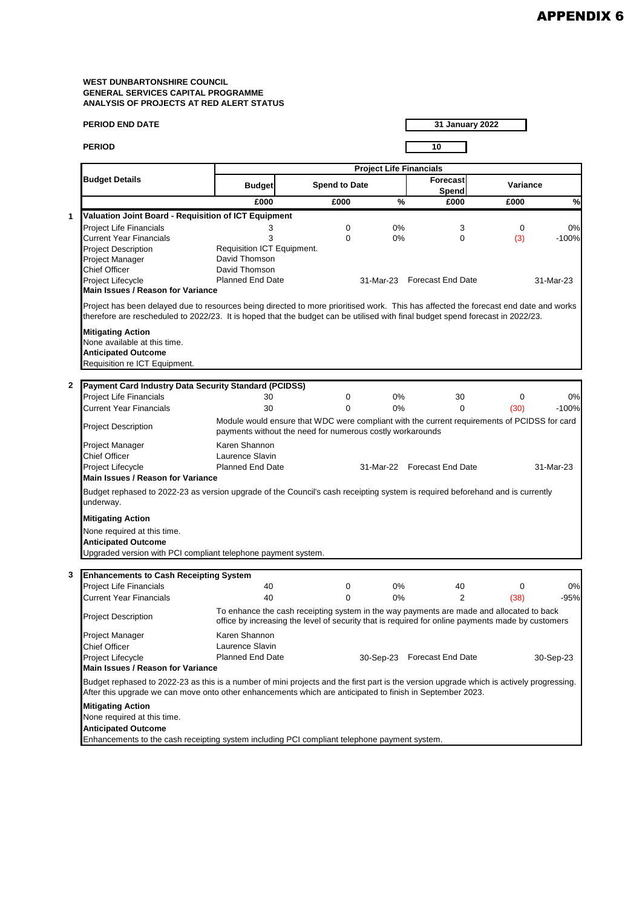# APPENDIX 6

**WEST DUNBARTONSHIRE COUNCIL**
**GENERAL SERVICES CAPITAL PROGRAMME**
**ANALYSIS OF PROJECTS AT RED ALERT STATUS**

**PERIOD END DATE** 31 January 2022

**PERIOD** 10

| Budget Details | Project Life Financials | | | | | |
|---|---|---|---|---|---|---|
| | Budget | Spend to Date | | Forecast Spend | Variance | |
| | £000 | £000 | % | £000 | £000 | % |

## 1 Valuation Joint Board - Requisition of ICT Equipment

| | Budget £000 | Spend to Date £000 | % | Forecast Spend £000 | Variance £000 | % |
|---|---|---|---|---|---|---|
| Project Life Financials | 3 | 0 | 0% | 3 | 0 | 0% |
| Current Year Financials | 3 | 0 | 0% | 0 | (3) | -100% |

Project Description: Requisition ICT Equipment.
Project Manager: David Thomson
Chief Officer: David Thomson
Project Lifecycle: Planned End Date 31-Mar-23 | Forecast End Date 31-Mar-23

**Main Issues / Reason for Variance**

Project has been delayed due to resources being directed to more prioritised work. This has affected the forecast end date and works therefore are rescheduled to 2022/23. It is hoped that the budget can be utilised with final budget spend forecast in 2022/23.

**Mitigating Action**
None available at this time.

**Anticipated Outcome**
Requisition re ICT Equipment.

## 2 Payment Card Industry Data Security Standard (PCIDSS)

| | Budget £000 | Spend to Date £000 | % | Forecast Spend £000 | Variance £000 | % |
|---|---|---|---|---|---|---|
| Project Life Financials | 30 | 0 | 0% | 30 | 0 | 0% |
| Current Year Financials | 30 | 0 | 0% | 0 | (30) | -100% |

Project Description: Module would ensure that WDC were compliant with the current requirements of PCIDSS for card payments without the need for numerous costly workarounds
Project Manager: Karen Shannon
Chief Officer: Laurence Slavin
Project Lifecycle: Planned End Date 31-Mar-22 | Forecast End Date 31-Mar-23

**Main Issues / Reason for Variance**

Budget rephased to 2022-23 as version upgrade of the Council's cash receipting system is required beforehand and is currently underway.

**Mitigating Action**
None required at this time.

**Anticipated Outcome**
Upgraded version with PCI compliant telephone payment system.

## 3 Enhancements to Cash Receipting System

| | Budget £000 | Spend to Date £000 | % | Forecast Spend £000 | Variance £000 | % |
|---|---|---|---|---|---|---|
| Project Life Financials | 40 | 0 | 0% | 40 | 0 | 0% |
| Current Year Financials | 40 | 0 | 0% | 2 | (38) | -95% |

Project Description: To enhance the cash receipting system in the way payments are made and allocated to back office by increasing the level of security that is required for online payments made by customers
Project Manager: Karen Shannon
Chief Officer: Laurence Slavin
Project Lifecycle: Planned End Date 30-Sep-23 | Forecast End Date 30-Sep-23

**Main Issues / Reason for Variance**

Budget rephased to 2022-23 as this is a number of mini projects and the first part is the version upgrade which is actively progressing. After this upgrade we can move onto other enhancements which are anticipated to finish in September 2023.

**Mitigating Action**
None required at this time.

**Anticipated Outcome**
Enhancements to the cash receipting system including PCI compliant telephone payment system.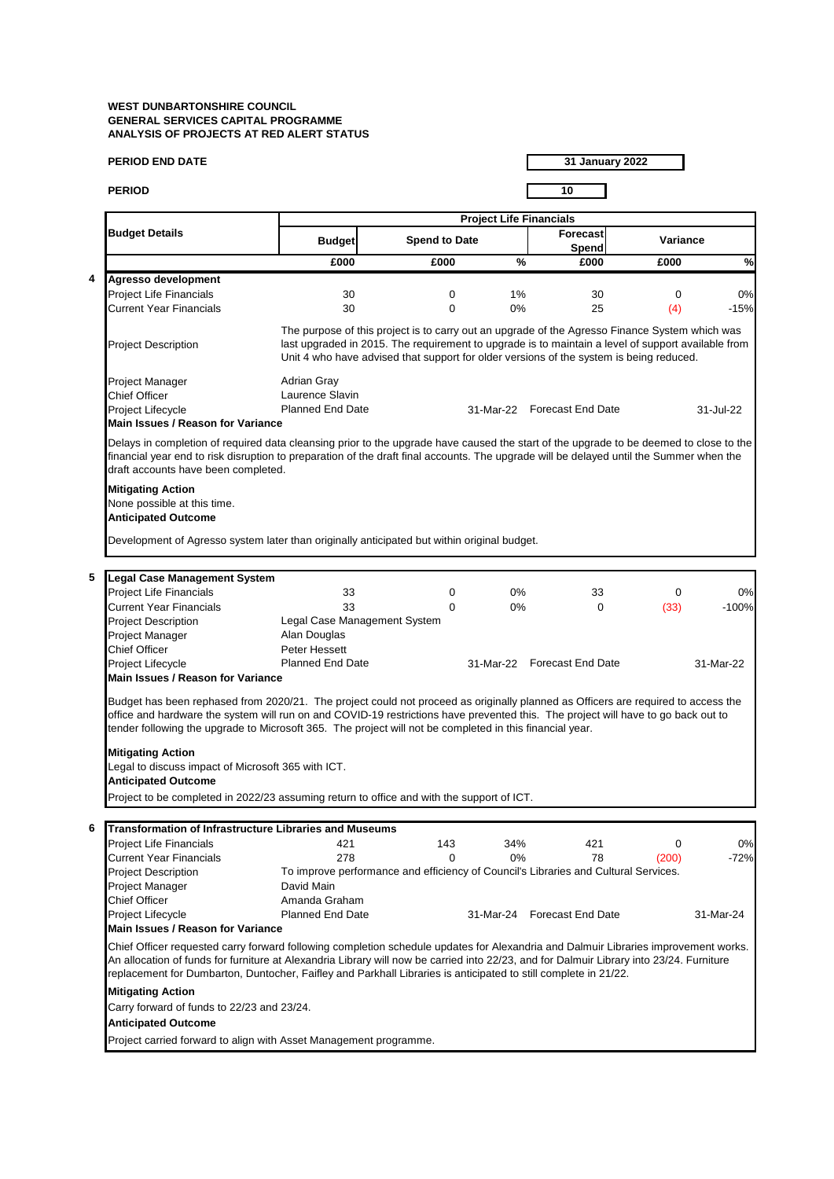**WEST DUNBARTONSHIRE COUNCIL**
**GENERAL SERVICES CAPITAL PROGRAMME**
**ANALYSIS OF PROJECTS AT RED ALERT STATUS**

**PERIOD END DATE** 31 January 2022

**PERIOD** 10

| | Budget Details | Project Life Financials | | | | | |
|---|---|---|---|---|---|---|---|
| | | Budget | Spend to Date | | Forecast Spend | Variance | |
| | | £000 | £000 | % | £000 | £000 | % |
| 4 | **Agresso development** | | | | | | |
| | Project Life Financials | 30 | 0 | 1% | 30 | 0 | 0% |
| | Current Year Financials | 30 | 0 | 0% | 25 | (4) | -15% |

Project Description: The purpose of this project is to carry out an upgrade of the Agresso Finance System which was last upgraded in 2015. The requirement to upgrade is to maintain a level of support available from Unit 4 who have advised that support for older versions of the system is being reduced.

Project Manager: Adrian Gray
Chief Officer: Laurence Slavin
Project Lifecycle: Planned End Date 31-Mar-22 Forecast End Date 31-Jul-22

**Main Issues / Reason for Variance**

Delays in completion of required data cleansing prior to the upgrade have caused the start of the upgrade to be deemed to close to the financial year end to risk disruption to preparation of the draft final accounts. The upgrade will be delayed until the Summer when the draft accounts have been completed.

**Mitigating Action**

None possible at this time.

**Anticipated Outcome**

Development of Agresso system later than originally anticipated but within original budget.

| | Budget Details | Budget | Spend to Date | % | Forecast Spend | Variance £000 | Variance % |
|---|---|---|---|---|---|---|---|
| 5 | **Legal Case Management System** | | | | | | |
| | Project Life Financials | 33 | 0 | 0% | 33 | 0 | 0% |
| | Current Year Financials | 33 | 0 | 0% | 0 | (33) | -100% |

Project Description: Legal Case Management System
Project Manager: Alan Douglas
Chief Officer: Peter Hessett
Project Lifecycle: Planned End Date 31-Mar-22 Forecast End Date 31-Mar-22

**Main Issues / Reason for Variance**

Budget has been rephased from 2020/21. The project could not proceed as originally planned as Officers are required to access the office and hardware the system will run on and COVID-19 restrictions have prevented this. The project will have to go back out to tender following the upgrade to Microsoft 365. The project will not be completed in this financial year.

**Mitigating Action**

Legal to discuss impact of Microsoft 365 with ICT.

**Anticipated Outcome**

Project to be completed in 2022/23 assuming return to office and with the support of ICT.

| | Budget Details | Budget | Spend to Date | % | Forecast Spend | Variance £000 | Variance % |
|---|---|---|---|---|---|---|---|
| 6 | **Transformation of Infrastructure Libraries and Museums** | | | | | | |
| | Project Life Financials | 421 | 143 | 34% | 421 | 0 | 0% |
| | Current Year Financials | 278 | 0 | 0% | 78 | (200) | -72% |

Project Description: To improve performance and efficiency of Council's Libraries and Cultural Services.
Project Manager: David Main
Chief Officer: Amanda Graham
Project Lifecycle: Planned End Date 31-Mar-24 Forecast End Date 31-Mar-24

**Main Issues / Reason for Variance**

Chief Officer requested carry forward following completion schedule updates for Alexandria and Dalmuir Libraries improvement works. An allocation of funds for furniture at Alexandria Library will now be carried into 22/23, and for Dalmuir Library into 23/24. Furniture replacement for Dumbarton, Duntocher, Faifley and Parkhall Libraries is anticipated to still complete in 21/22.

**Mitigating Action**

Carry forward of funds to 22/23 and 23/24.

**Anticipated Outcome**

Project carried forward to align with Asset Management programme.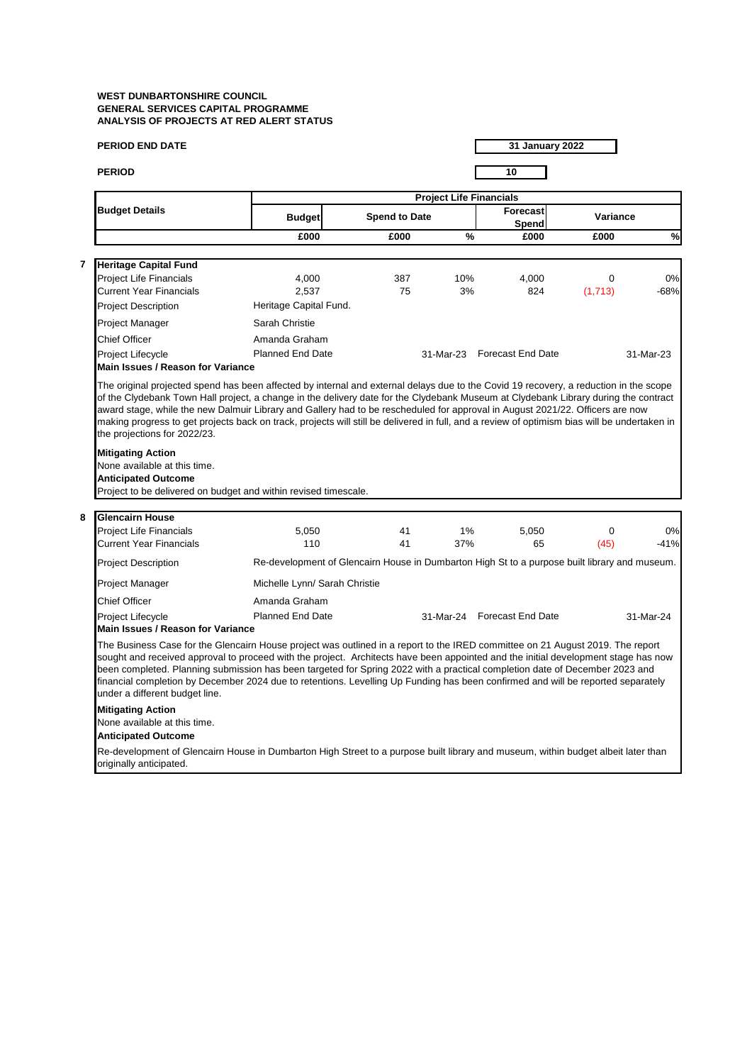**WEST DUNBARTONSHIRE COUNCIL**
**GENERAL SERVICES CAPITAL PROGRAMME**
**ANALYSIS OF PROJECTS AT RED ALERT STATUS**

**PERIOD END DATE** | **31 January 2022**

**PERIOD** | **10**

| Budget Details | Project Life Financials | | | | | |
|---|---|---|---|---|---|---|
| | Budget | Spend to Date | | Forecast Spend | Variance | |
| | £000 | £000 | % | £000 | £000 | % |

**7**

| **Heritage Capital Fund** | | | | | | |
|---|---|---|---|---|---|---|
| Project Life Financials | 4,000 | 387 | 10% | 4,000 | 0 | 0% |
| Current Year Financials | 2,537 | 75 | 3% | 824 | (1,713) | -68% |
| Project Description | Heritage Capital Fund. | | | | | |
| Project Manager | Sarah Christie | | | | | |
| Chief Officer | Amanda Graham | | | | | |
| Project Lifecycle | Planned End Date | | 31-Mar-23 | Forecast End Date | | 31-Mar-23 |

**Main Issues / Reason for Variance**

The original projected spend has been affected by internal and external delays due to the Covid 19 recovery, a reduction in the scope of the Clydebank Town Hall project, a change in the delivery date for the Clydebank Museum at Clydebank Library during the contract award stage, while the new Dalmuir Library and Gallery had to be rescheduled for approval in August 2021/22. Officers are now making progress to get projects back on track, projects will still be delivered in full, and a review of optimism bias will be undertaken in the projections for 2022/23.

**Mitigating Action**
None available at this time.
**Anticipated Outcome**
Project to be delivered on budget and within revised timescale.

**8**

| **Glencairn House** | | | | | | |
|---|---|---|---|---|---|---|
| Project Life Financials | 5,050 | 41 | 1% | 5,050 | 0 | 0% |
| Current Year Financials | 110 | 41 | 37% | 65 | (45) | -41% |
| Project Description | Re-development of Glencairn House in Dumbarton High St to a purpose built library and museum. | | | | | |
| Project Manager | Michelle Lynn/ Sarah Christie | | | | | |
| Chief Officer | Amanda Graham | | | | | |
| Project Lifecycle | Planned End Date | | 31-Mar-24 | Forecast End Date | | 31-Mar-24 |

**Main Issues / Reason for Variance**

The Business Case for the Glencairn House project was outlined in a report to the IRED committee on 21 August 2019. The report sought and received approval to proceed with the project. Architects have been appointed and the initial development stage has now been completed. Planning submission has been targeted for Spring 2022 with a practical completion date of December 2023 and financial completion by December 2024 due to retentions. Levelling Up Funding has been confirmed and will be reported separately under a different budget line.

**Mitigating Action**
None available at this time.
**Anticipated Outcome**
Re-development of Glencairn House in Dumbarton High Street to a purpose built library and museum, within budget albeit later than originally anticipated.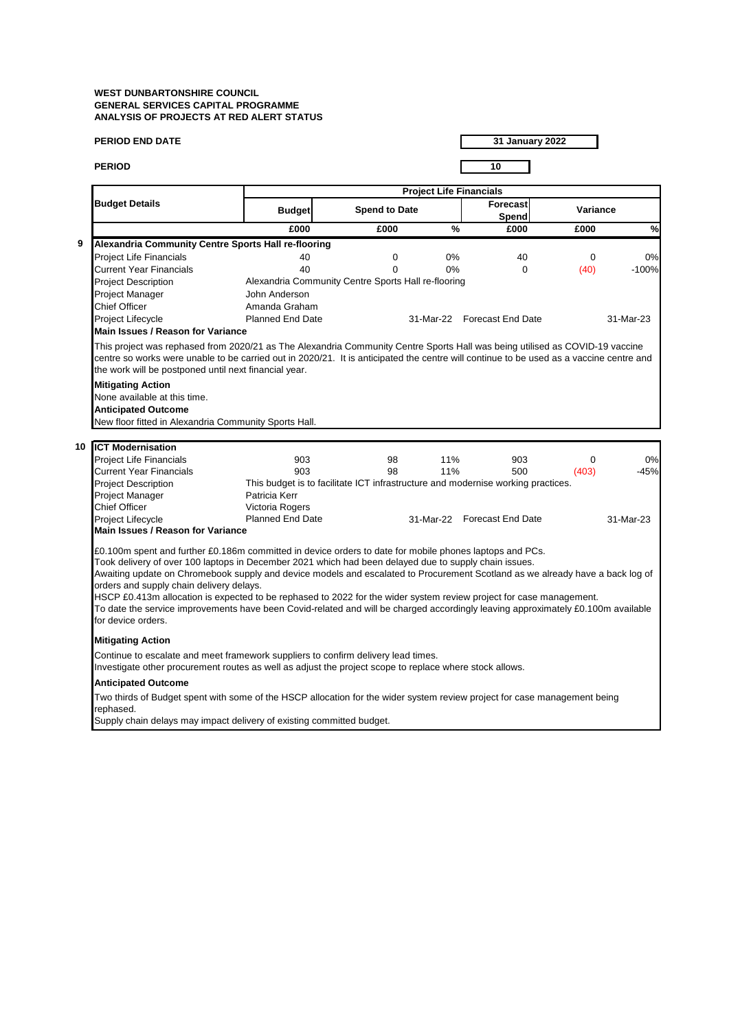**WEST DUNBARTONSHIRE COUNCIL**
**GENERAL SERVICES CAPITAL PROGRAMME**
**ANALYSIS OF PROJECTS AT RED ALERT STATUS**

**PERIOD END DATE** 31 January 2022

**PERIOD** 10

| Budget Details | Project Life Financials | | | | | |
|---|---|---|---|---|---|---|
| | Budget | Spend to Date | | Forecast Spend | Variance | |
| | £000 | £000 | % | £000 | £000 | % |

**9 Alexandria Community Centre Sports Hall re-flooring**

| | Budget | Spend to Date £000 | % | Forecast Spend | Variance £000 | % |
|---|---|---|---|---|---|---|
| Project Life Financials | 40 | 0 | 0% | 40 | 0 | 0% |
| Current Year Financials | 40 | 0 | 0% | 0 | (40) | -100% |

- Project Description: Alexandria Community Centre Sports Hall re-flooring
- Project Manager: John Anderson
- Chief Officer: Amanda Graham
- Project Lifecycle: Planned End Date 31-Mar-22 Forecast End Date 31-Mar-23

**Main Issues / Reason for Variance**

This project was rephased from 2020/21 as The Alexandria Community Centre Sports Hall was being utilised as COVID-19 vaccine centre so works were unable to be carried out in 2020/21. It is anticipated the centre will continue to be used as a vaccine centre and the work will be postponed until next financial year.

**Mitigating Action**

None available at this time.

**Anticipated Outcome**

New floor fitted in Alexandria Community Sports Hall.

**10 ICT Modernisation**

| | Budget | Spend to Date £000 | % | Forecast Spend | Variance £000 | % |
|---|---|---|---|---|---|---|
| Project Life Financials | 903 | 98 | 11% | 903 | 0 | 0% |
| Current Year Financials | 903 | 98 | 11% | 500 | (403) | -45% |

- Project Description: This budget is to facilitate ICT infrastructure and modernise working practices.
- Project Manager: Patricia Kerr
- Chief Officer: Victoria Rogers
- Project Lifecycle: Planned End Date 31-Mar-22 Forecast End Date 31-Mar-23

**Main Issues / Reason for Variance**

£0.100m spent and further £0.186m committed in device orders to date for mobile phones laptops and PCs.
Took delivery of over 100 laptops in December 2021 which had been delayed due to supply chain issues.
Awaiting update on Chromebook supply and device models and escalated to Procurement Scotland as we already have a back log of orders and supply chain delivery delays.
HSCP £0.413m allocation is expected to be rephased to 2022 for the wider system review project for case management.
To date the service improvements have been Covid-related and will be charged accordingly leaving approximately £0.100m available for device orders.

**Mitigating Action**

Continue to escalate and meet framework suppliers to confirm delivery lead times.
Investigate other procurement routes as well as adjust the project scope to replace where stock allows.

**Anticipated Outcome**

Two thirds of Budget spent with some of the HSCP allocation for the wider system review project for case management being rephased.
Supply chain delays may impact delivery of existing committed budget.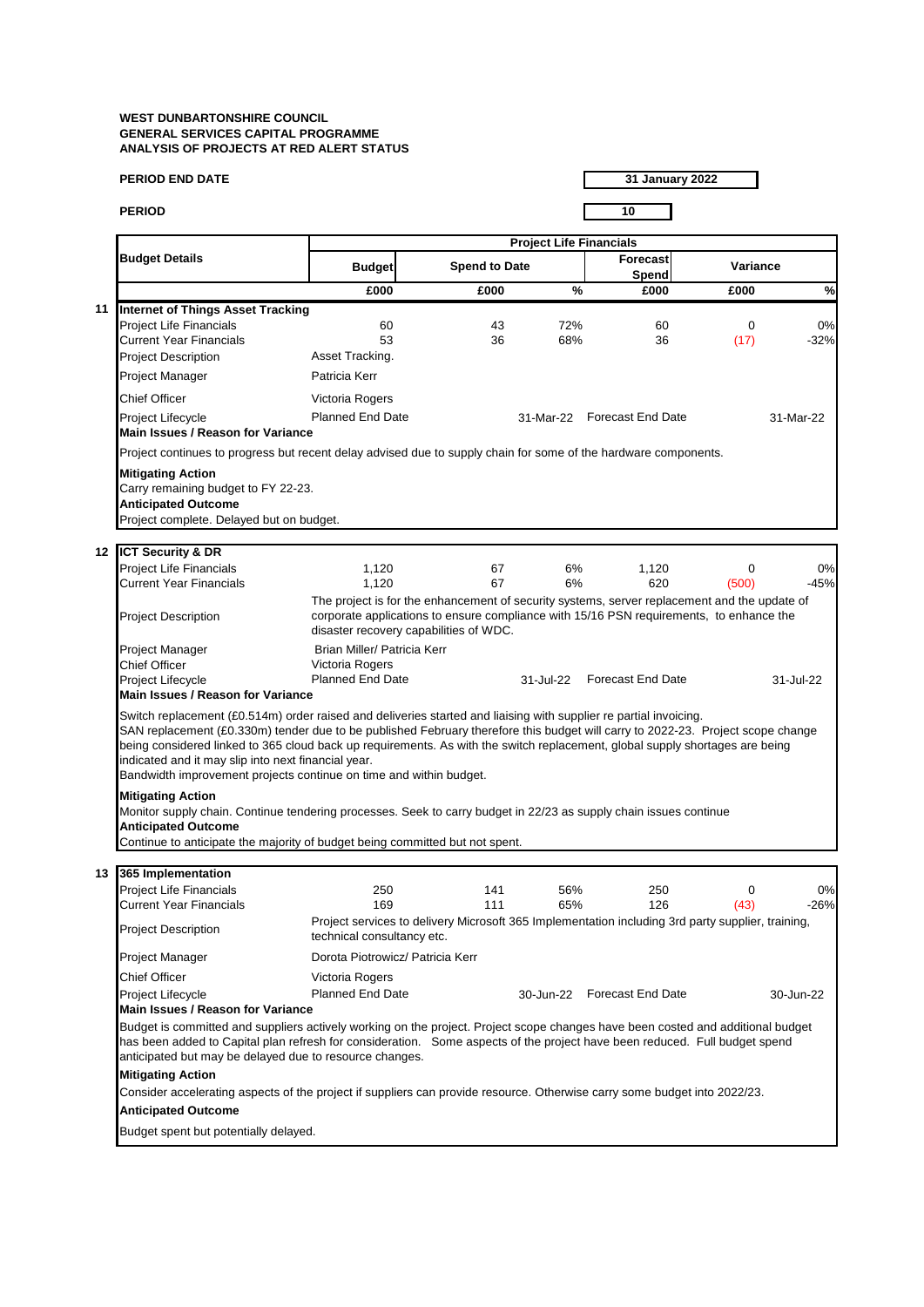**WEST DUNBARTONSHIRE COUNCIL**
**GENERAL SERVICES CAPITAL PROGRAMME**
**ANALYSIS OF PROJECTS AT RED ALERT STATUS**

**PERIOD END DATE** 31 January 2022

**PERIOD** 10

| | Budget Details | Project Life Financials | | | | | |
|---|---|---|---|---|---|---|---|
| | | Budget | Spend to Date | | Forecast Spend | Variance | |
| | | £000 | £000 | % | £000 | £000 | % |
| **11** | **Internet of Things Asset Tracking** | | | | | | |
| | Project Life Financials | 60 | 43 | 72% | 60 | 0 | 0% |
| | Current Year Financials | 53 | 36 | 68% | 36 | (17) | -32% |
| | Project Description | Asset Tracking. | | | | | |
| | Project Manager | Patricia Kerr | | | | | |
| | Chief Officer | Victoria Rogers | | | | | |
| | Project Lifecycle | Planned End Date | | 31-Mar-22 | Forecast End Date | | 31-Mar-22 |

**Main Issues / Reason for Variance**

Project continues to progress but recent delay advised due to supply chain for some of the hardware components.

**Mitigating Action**

Carry remaining budget to FY 22-23.

**Anticipated Outcome**

Project complete. Delayed but on budget.

| | Budget Details | Budget | Spend to Date | % | Forecast Spend | Variance £000 | Variance % |
|---|---|---|---|---|---|---|---|
| **12** | **ICT Security & DR** | | | | | | |
| | Project Life Financials | 1,120 | 67 | 6% | 1,120 | 0 | 0% |
| | Current Year Financials | 1,120 | 67 | 6% | 620 | (500) | -45% |
| | Project Description | The project is for the enhancement of security systems, server replacement and the update of corporate applications to ensure compliance with 15/16 PSN requirements, to enhance the disaster recovery capabilities of WDC. | | | | | |
| | Project Manager | Brian Miller/ Patricia Kerr | | | | | |
| | Chief Officer | Victoria Rogers | | | | | |
| | Project Lifecycle | Planned End Date | | 31-Jul-22 | Forecast End Date | | 31-Jul-22 |

**Main Issues / Reason for Variance**

Switch replacement (£0.514m) order raised and deliveries started and liaising with supplier re partial invoicing.
SAN replacement (£0.330m) tender due to be published February therefore this budget will carry to 2022-23. Project scope change being considered linked to 365 cloud back up requirements. As with the switch replacement, global supply shortages are being indicated and it may slip into next financial year.
Bandwidth improvement projects continue on time and within budget.

**Mitigating Action**

Monitor supply chain. Continue tendering processes. Seek to carry budget in 22/23 as supply chain issues continue

**Anticipated Outcome**

Continue to anticipate the majority of budget being committed but not spent.

| | Budget Details | Budget | Spend to Date | % | Forecast Spend | Variance £000 | Variance % |
|---|---|---|---|---|---|---|---|
| **13** | **365 Implementation** | | | | | | |
| | Project Life Financials | 250 | 141 | 56% | 250 | 0 | 0% |
| | Current Year Financials | 169 | 111 | 65% | 126 | (43) | -26% |
| | Project Description | Project services to delivery Microsoft 365 Implementation including 3rd party supplier, training, technical consultancy etc. | | | | | |
| | Project Manager | Dorota Piotrowicz/ Patricia Kerr | | | | | |
| | Chief Officer | Victoria Rogers | | | | | |
| | Project Lifecycle | Planned End Date | | 30-Jun-22 | Forecast End Date | | 30-Jun-22 |

**Main Issues / Reason for Variance**

Budget is committed and suppliers actively working on the project. Project scope changes have been costed and additional budget has been added to Capital plan refresh for consideration. Some aspects of the project have been reduced. Full budget spend anticipated but may be delayed due to resource changes.

**Mitigating Action**

Consider accelerating aspects of the project if suppliers can provide resource. Otherwise carry some budget into 2022/23.

**Anticipated Outcome**

Budget spent but potentially delayed.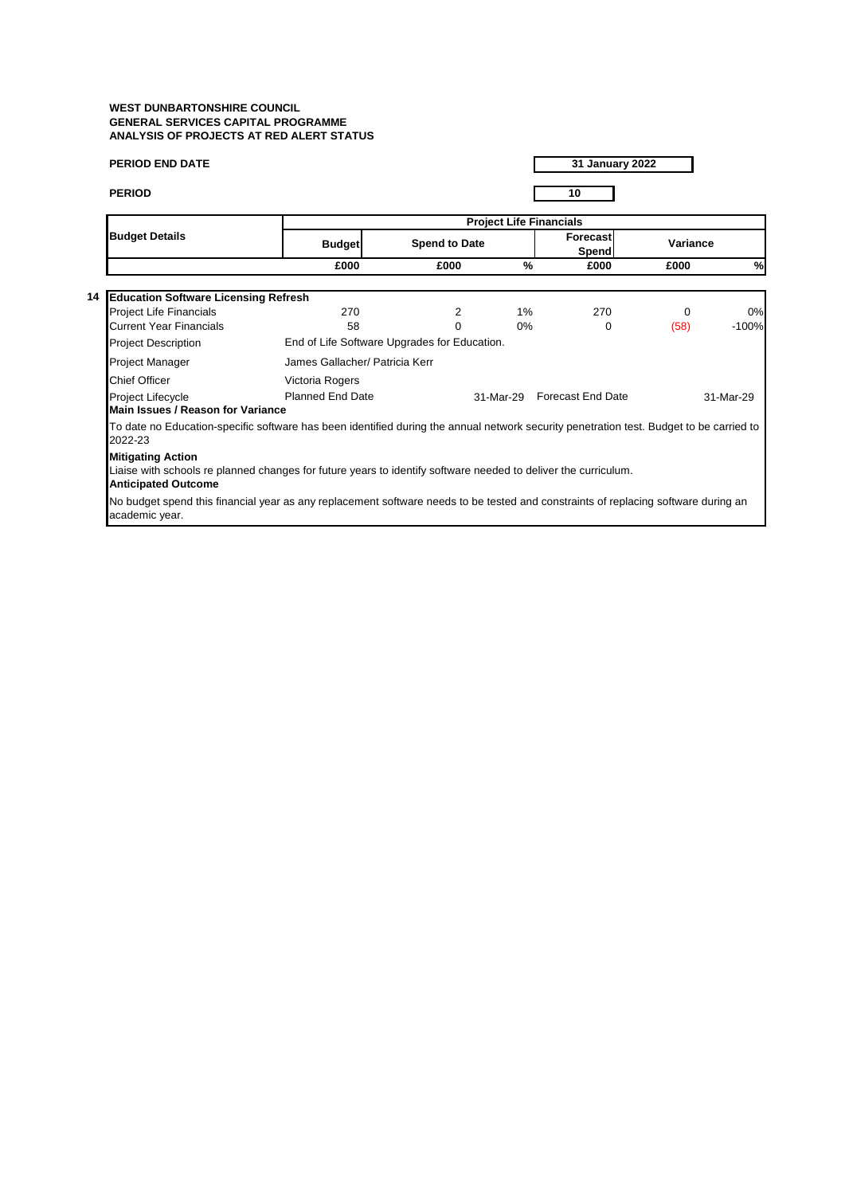**WEST DUNBARTONSHIRE COUNCIL**
**GENERAL SERVICES CAPITAL PROGRAMME**
**ANALYSIS OF PROJECTS AT RED ALERT STATUS**

**PERIOD END DATE** 31 January 2022

**PERIOD** 10

| | | Project Life Financials | | | | | |
|---|---|---|---|---|---|---|---|
| **Budget Details** | | **Budget** | **Spend to Date** | | **Forecast Spend** | **Variance** | |
| | | £000 | £000 | % | £000 | £000 | % |
| 14 | **Education Software Licensing Refresh** | | | | | | |
| | Project Life Financials | 270 | 2 | 1% | 270 | 0 | 0% |
| | Current Year Financials | 58 | 0 | 0% | 0 | (58) | -100% |
| | Project Description | End of Life Software Upgrades for Education. | | | | | |
| | Project Manager | James Gallacher/ Patricia Kerr | | | | | |
| | Chief Officer | Victoria Rogers | | | | | |
| | Project Lifecycle | Planned End Date | | 31-Mar-29 | Forecast End Date | | 31-Mar-29 |

**Main Issues / Reason for Variance**

To date no Education-specific software has been identified during the annual network security penetration test. Budget to be carried to 2022-23

**Mitigating Action**

Liaise with schools re planned changes for future years to identify software needed to deliver the curriculum.

**Anticipated Outcome**

No budget spend this financial year as any replacement software needs to be tested and constraints of replacing software during an academic year.